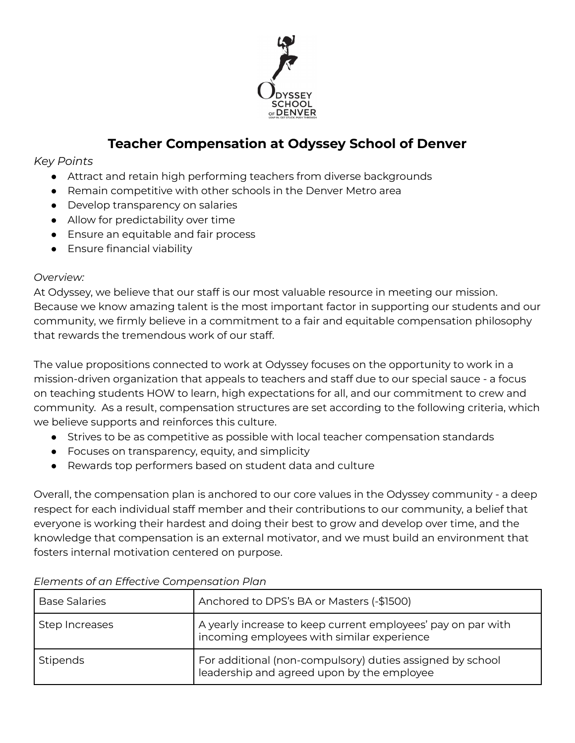# Teacher Compensation at Odyssey School of Denver

*Key Points*

- Attract and retain high performing teachers from diverse backgrounds
- Remain competitive with other schools in the Denver Metro area
- Develop transparency on salaries
- Allow for predictability over time
- Ensure an equitable and fair process
- Ensure financial viability

*Overview:*

At Odyssey, we believe that our staff is our most valuable resource in meeting our mission. Because we know amazing talent is the most important factor in supporting our students and our community, we firmly believe in a commitment to a fair and equitable compensation philosophy that rewards the tremendous work of our staff.

The value propositions connected to work at Odyssey focuses on the opportunity to work in a mission-driven organization that appeals to teachers and staff due to our special sauce - a focus on teaching students HOW to learn, high expectations for all, and our commitment to crew and community. As a result, compensation structures are set according to the following criteria, which we believe supports and reinforces this culture.

- Strives to be as competitive as possible with local teacher compensation standards
- Focuses on transparency, equity, and simplicity
- Rewards top performers based on student data and culture

Overall, the compensation plan is anchored to our core values in the Odyssey community - a deep respect for each individual staff member and their contributions to our community, a belief that everyone is working their hardest and doing their best to grow and develop over time, and the knowledge that compensation is an external motivator, and we must build an environment that fosters internal motivation centered on purpose.

*Elements of an Effective Compensation Plan*

| | |
|---|---|
| Base Salaries | Anchored to DPS's BA or Masters (-$1500) |
| Step Increases | A yearly increase to keep current employees' pay on par with incoming employees with similar experience |
| Stipends | For additional (non-compulsory) duties assigned by school leadership and agreed upon by the employee |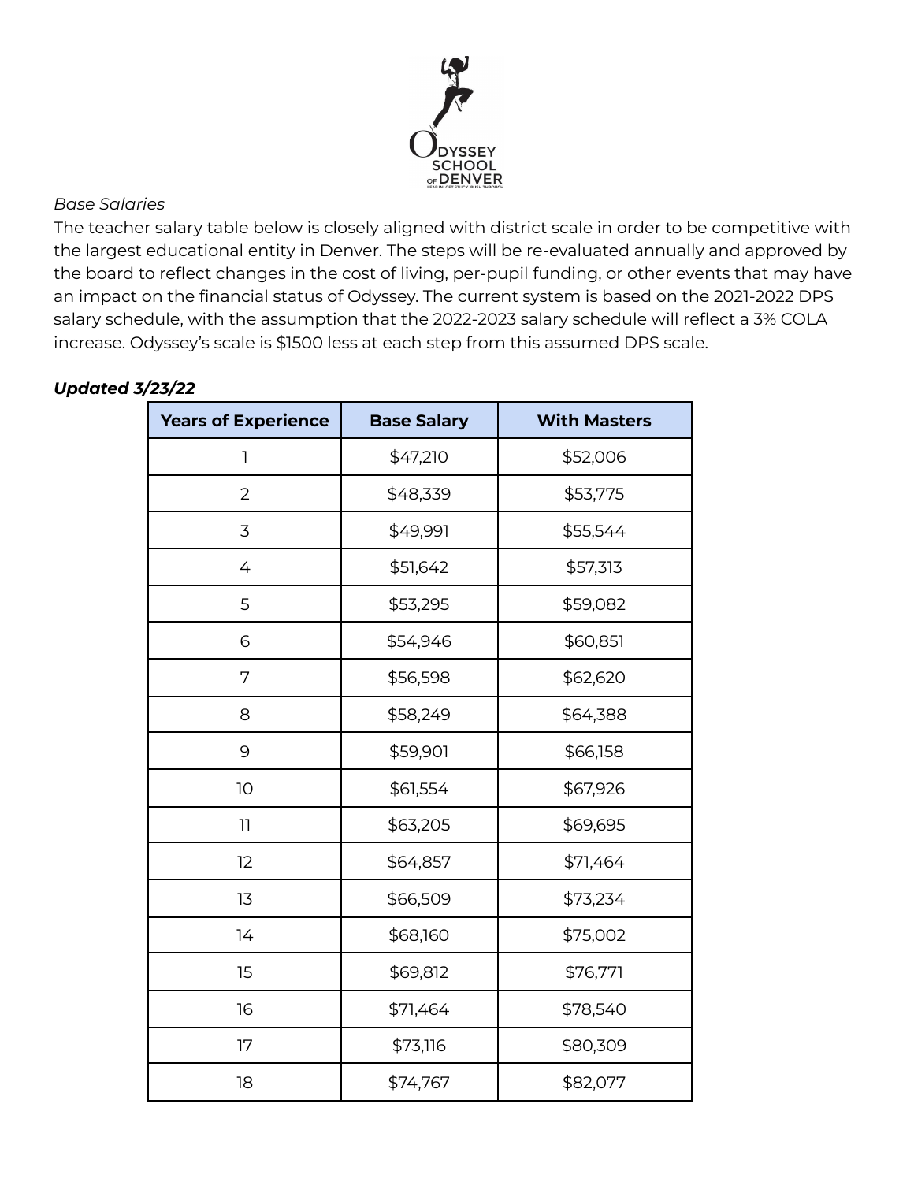*Base Salaries*

The teacher salary table below is closely aligned with district scale in order to be competitive with the largest educational entity in Denver. The steps will be re-evaluated annually and approved by the board to reflect changes in the cost of living, per-pupil funding, or other events that may have an impact on the financial status of Odyssey. The current system is based on the 2021-2022 DPS salary schedule, with the assumption that the 2022-2023 salary schedule will reflect a 3% COLA increase. Odyssey's scale is $1500 less at each step from this assumed DPS scale.

***Updated 3/23/22***

| Years of Experience | Base Salary | With Masters |
|---|---|---|
| 1 | $47,210 | $52,006 |
| 2 | $48,339 | $53,775 |
| 3 | $49,991 | $55,544 |
| 4 | $51,642 | $57,313 |
| 5 | $53,295 | $59,082 |
| 6 | $54,946 | $60,851 |
| 7 | $56,598 | $62,620 |
| 8 | $58,249 | $64,388 |
| 9 | $59,901 | $66,158 |
| 10 | $61,554 | $67,926 |
| 11 | $63,205 | $69,695 |
| 12 | $64,857 | $71,464 |
| 13 | $66,509 | $73,234 |
| 14 | $68,160 | $75,002 |
| 15 | $69,812 | $76,771 |
| 16 | $71,464 | $78,540 |
| 17 | $73,116 | $80,309 |
| 18 | $74,767 | $82,077 |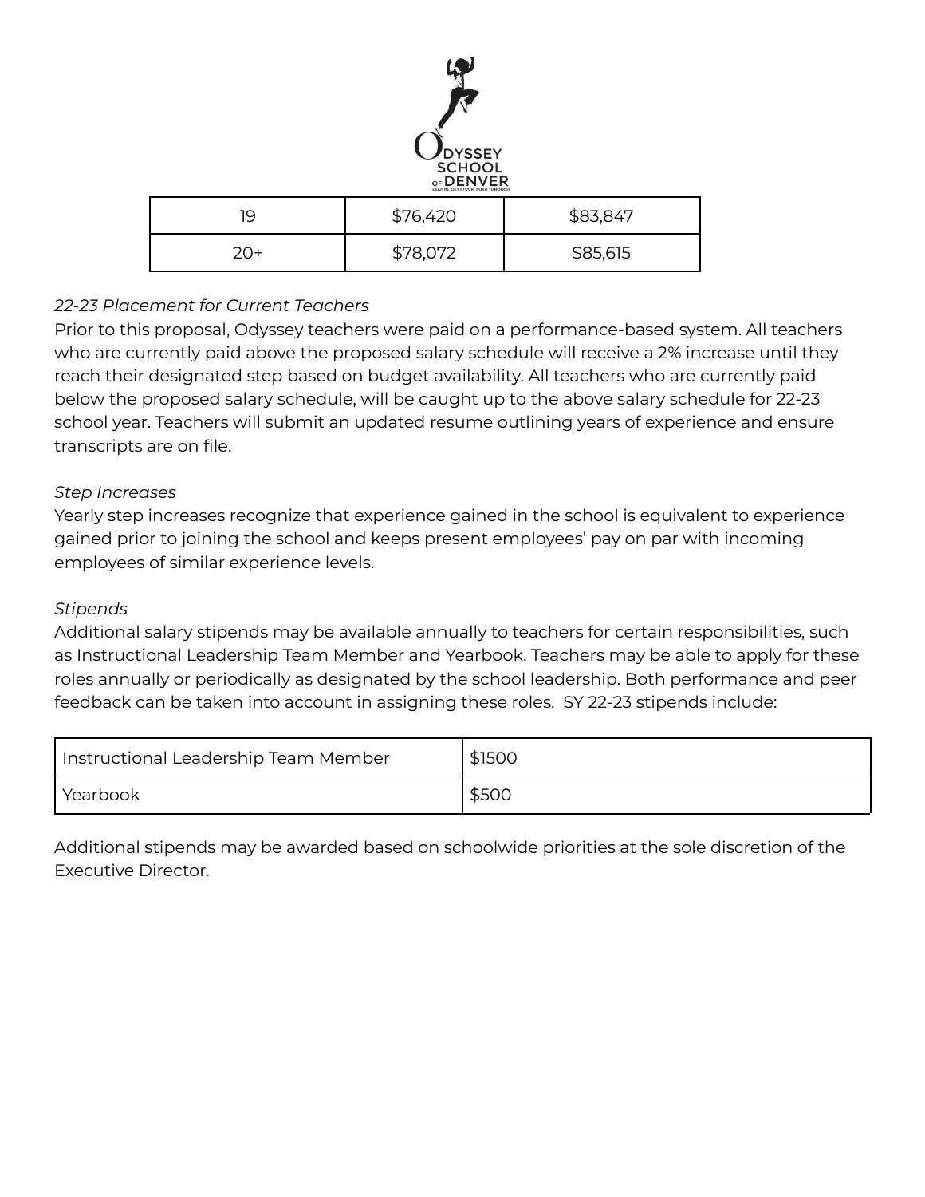| | | |
|---|---|---|
| 19 | $76,420 | $83,847 |
| 20+ | $78,072 | $85,615 |

*22-23 Placement for Current Teachers*

Prior to this proposal, Odyssey teachers were paid on a performance-based system. All teachers who are currently paid above the proposed salary schedule will receive a 2% increase until they reach their designated step based on budget availability. All teachers who are currently paid below the proposed salary schedule, will be caught up to the above salary schedule for 22-23 school year. Teachers will submit an updated resume outlining years of experience and ensure transcripts are on file.

*Step Increases*

Yearly step increases recognize that experience gained in the school is equivalent to experience gained prior to joining the school and keeps present employees' pay on par with incoming employees of similar experience levels.

*Stipends*

Additional salary stipends may be available annually to teachers for certain responsibilities, such as Instructional Leadership Team Member and Yearbook. Teachers may be able to apply for these roles annually or periodically as designated by the school leadership. Both performance and peer feedback can be taken into account in assigning these roles. SY 22-23 stipends include:

| | |
|---|---|
| Instructional Leadership Team Member | $1500 |
| Yearbook | $500 |

Additional stipends may be awarded based on schoolwide priorities at the sole discretion of the Executive Director.